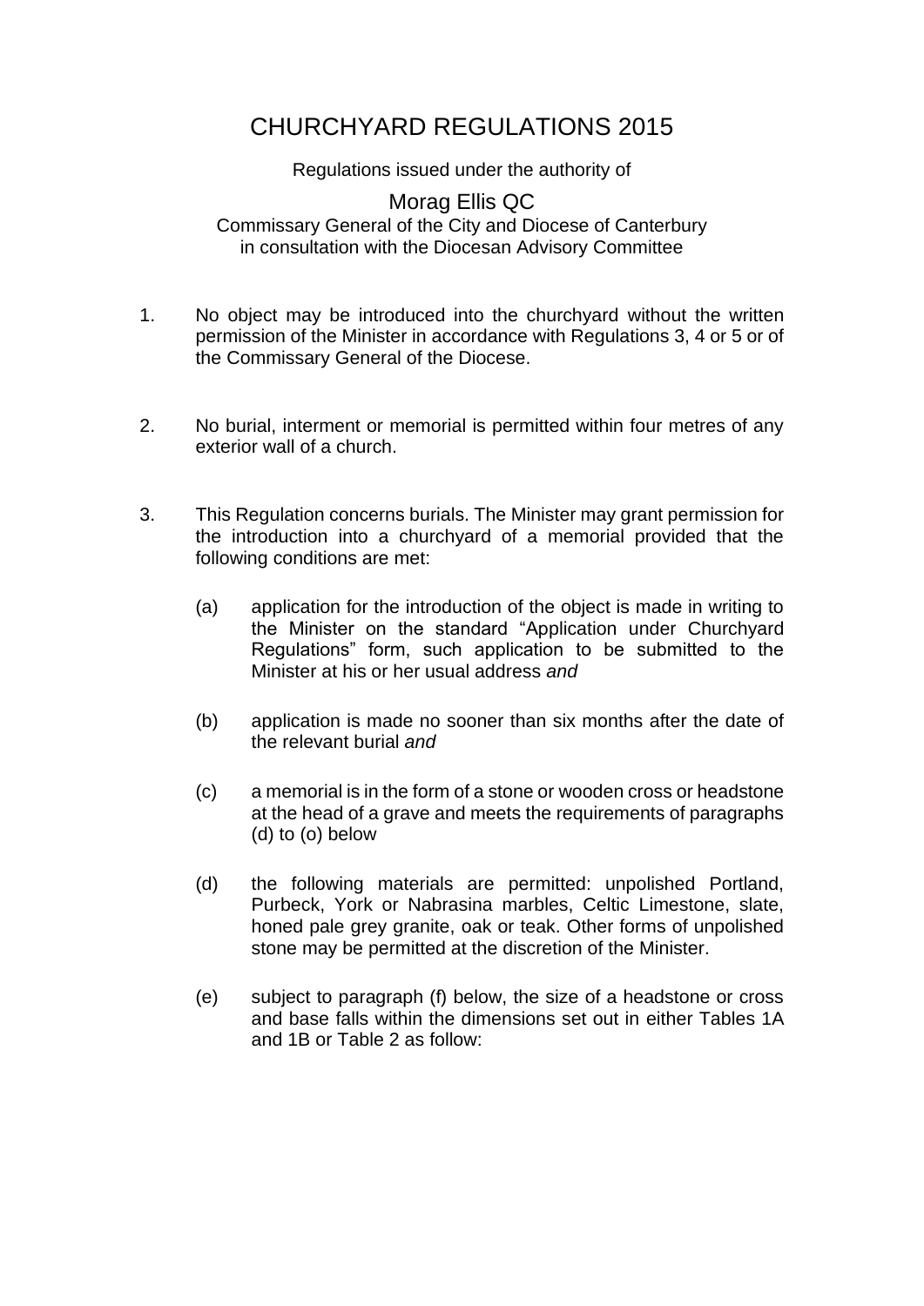# CHURCHYARD REGULATIONS 2015

Regulations issued under the authority of

Morag Ellis QC
Commissary General of the City and Diocese of Canterbury
in consultation with the Diocesan Advisory Committee

1. No object may be introduced into the churchyard without the written permission of the Minister in accordance with Regulations 3, 4 or 5 or of the Commissary General of the Diocese.

2. No burial, interment or memorial is permitted within four metres of any exterior wall of a church.

3. This Regulation concerns burials. The Minister may grant permission for the introduction into a churchyard of a memorial provided that the following conditions are met:

   (a) application for the introduction of the object is made in writing to the Minister on the standard "Application under Churchyard Regulations" form, such application to be submitted to the Minister at his or her usual address *and*

   (b) application is made no sooner than six months after the date of the relevant burial *and*

   (c) a memorial is in the form of a stone or wooden cross or headstone at the head of a grave and meets the requirements of paragraphs (d) to (o) below

   (d) the following materials are permitted: unpolished Portland, Purbeck, York or Nabrasina marbles, Celtic Limestone, slate, honed pale grey granite, oak or teak. Other forms of unpolished stone may be permitted at the discretion of the Minister.

   (e) subject to paragraph (f) below, the size of a headstone or cross and base falls within the dimensions set out in either Tables 1A and 1B or Table 2 as follow: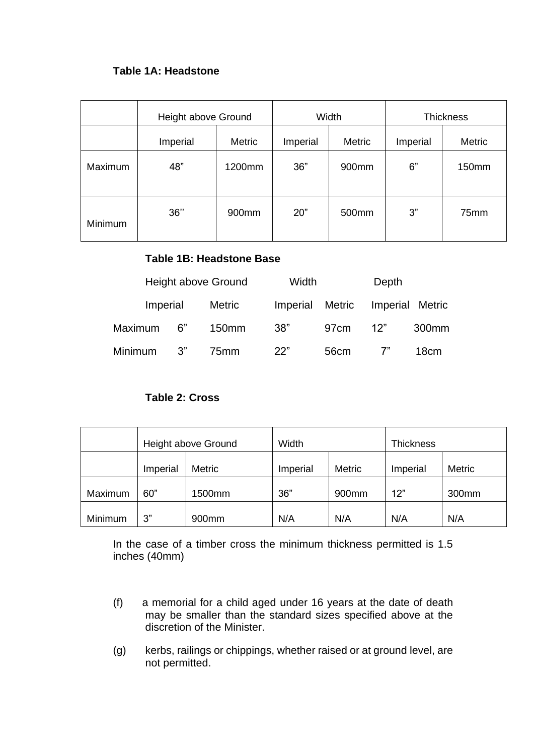**Table 1A: Headstone**

| | Height above Ground | | Width | | Thickness | |
|---|---|---|---|---|---|---|
| | Imperial | Metric | Imperial | Metric | Imperial | Metric |
| Maximum | 48" | 1200mm | 36" | 900mm | 6" | 150mm |
| Minimum | 36'' | 900mm | 20" | 500mm | 3" | 75mm |

**Table 1B: Headstone Base**

| | Height above Ground | | Width | | Depth | |
|---|---|---|---|---|---|---|
| | Imperial | Metric | Imperial | Metric | Imperial | Metric |
| Maximum | 6" | 150mm | 38" | 97cm | 12" | 300mm |
| Minimum | 3" | 75mm | 22" | 56cm | 7" | 18cm |

**Table 2: Cross**

| | Height above Ground | | Width | | Thickness | |
|---|---|---|---|---|---|---|
| | Imperial | Metric | Imperial | Metric | Imperial | Metric |
| Maximum | 60" | 1500mm | 36" | 900mm | 12" | 300mm |
| Minimum | 3" | 900mm | N/A | N/A | N/A | N/A |

In the case of a timber cross the minimum thickness permitted is 1.5 inches (40mm)

(f) a memorial for a child aged under 16 years at the date of death may be smaller than the standard sizes specified above at the discretion of the Minister.

(g) kerbs, railings or chippings, whether raised or at ground level, are not permitted.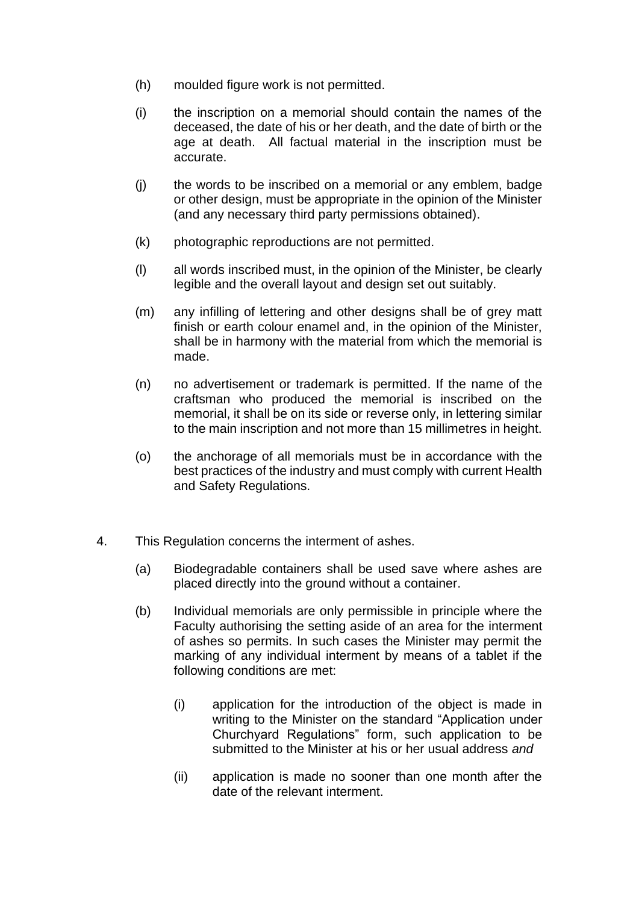(h) moulded figure work is not permitted.

(i) the inscription on a memorial should contain the names of the deceased, the date of his or her death, and the date of birth or the age at death. All factual material in the inscription must be accurate.

(j) the words to be inscribed on a memorial or any emblem, badge or other design, must be appropriate in the opinion of the Minister (and any necessary third party permissions obtained).

(k) photographic reproductions are not permitted.

(l) all words inscribed must, in the opinion of the Minister, be clearly legible and the overall layout and design set out suitably.

(m) any infilling of lettering and other designs shall be of grey matt finish or earth colour enamel and, in the opinion of the Minister, shall be in harmony with the material from which the memorial is made.

(n) no advertisement or trademark is permitted. If the name of the craftsman who produced the memorial is inscribed on the memorial, it shall be on its side or reverse only, in lettering similar to the main inscription and not more than 15 millimetres in height.

(o) the anchorage of all memorials must be in accordance with the best practices of the industry and must comply with current Health and Safety Regulations.

4. This Regulation concerns the interment of ashes.

(a) Biodegradable containers shall be used save where ashes are placed directly into the ground without a container.

(b) Individual memorials are only permissible in principle where the Faculty authorising the setting aside of an area for the interment of ashes so permits. In such cases the Minister may permit the marking of any individual interment by means of a tablet if the following conditions are met:

(i) application for the introduction of the object is made in writing to the Minister on the standard "Application under Churchyard Regulations" form, such application to be submitted to the Minister at his or her usual address *and*

(ii) application is made no sooner than one month after the date of the relevant interment.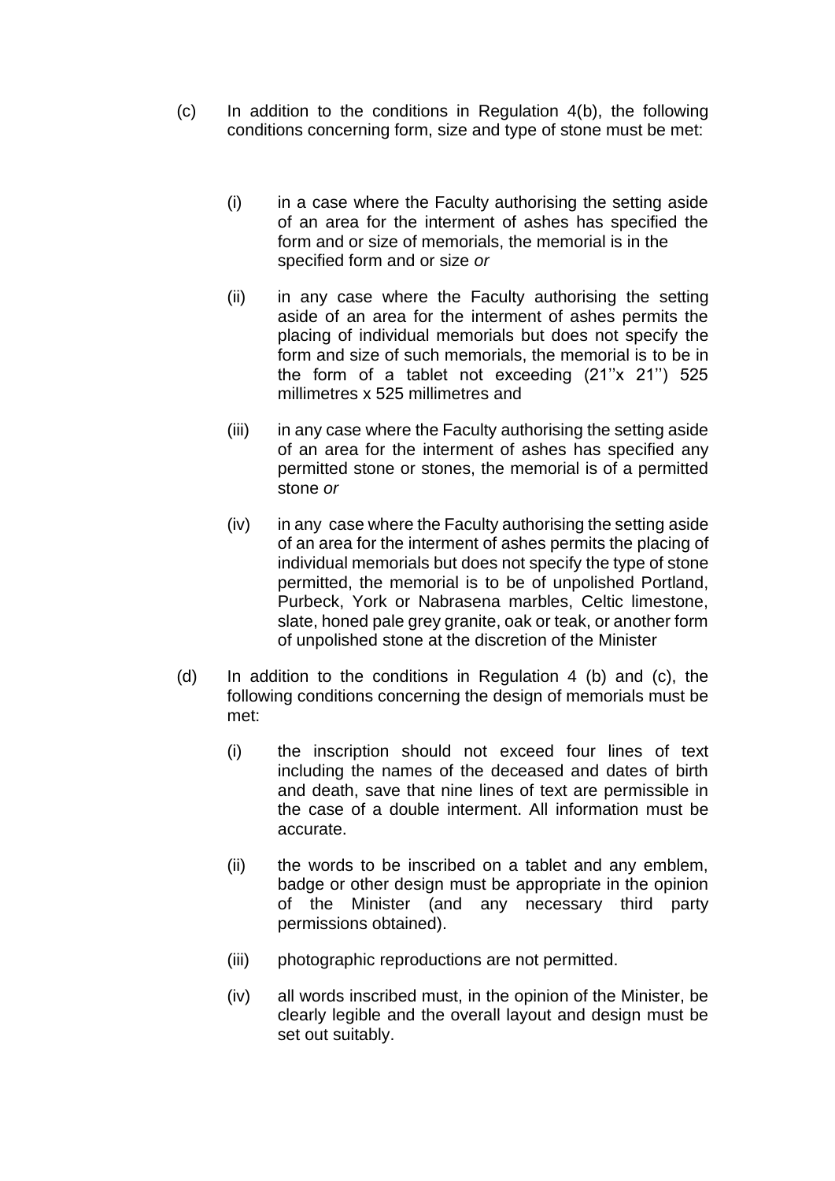(c) In addition to the conditions in Regulation 4(b), the following conditions concerning form, size and type of stone must be met:

(i) in a case where the Faculty authorising the setting aside of an area for the interment of ashes has specified the form and or size of memorials, the memorial is in the specified form and or size *or*

(ii) in any case where the Faculty authorising the setting aside of an area for the interment of ashes permits the placing of individual memorials but does not specify the form and size of such memorials, the memorial is to be in the form of a tablet not exceeding (21''x 21'') 525 millimetres x 525 millimetres and

(iii) in any case where the Faculty authorising the setting aside of an area for the interment of ashes has specified any permitted stone or stones, the memorial is of a permitted stone *or*

(iv) in any case where the Faculty authorising the setting aside of an area for the interment of ashes permits the placing of individual memorials but does not specify the type of stone permitted, the memorial is to be of unpolished Portland, Purbeck, York or Nabrasena marbles, Celtic limestone, slate, honed pale grey granite, oak or teak, or another form of unpolished stone at the discretion of the Minister

(d) In addition to the conditions in Regulation 4 (b) and (c), the following conditions concerning the design of memorials must be met:

(i) the inscription should not exceed four lines of text including the names of the deceased and dates of birth and death, save that nine lines of text are permissible in the case of a double interment. All information must be accurate.

(ii) the words to be inscribed on a tablet and any emblem, badge or other design must be appropriate in the opinion of the Minister (and any necessary third party permissions obtained).

(iii) photographic reproductions are not permitted.

(iv) all words inscribed must, in the opinion of the Minister, be clearly legible and the overall layout and design must be set out suitably.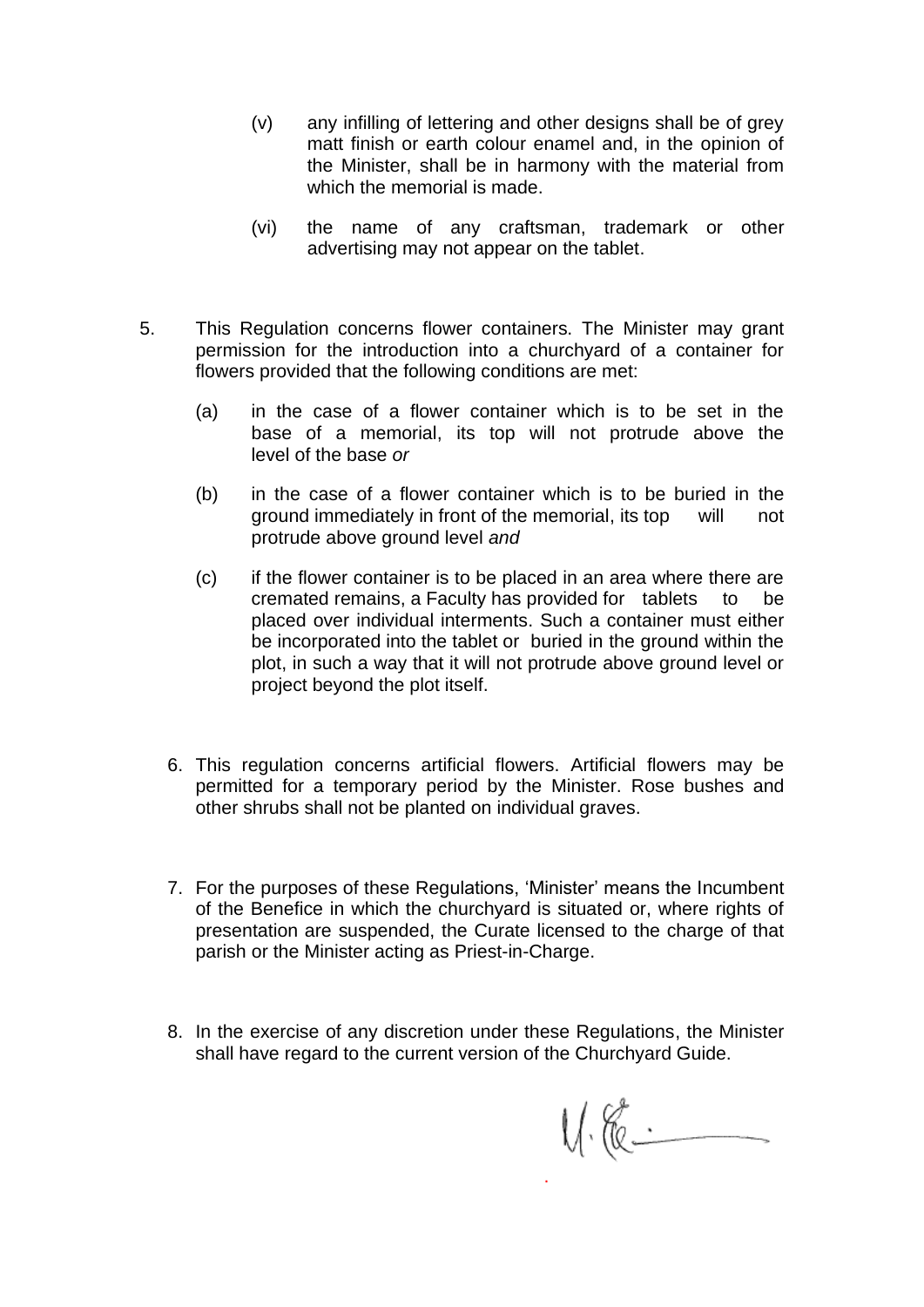(v) any infilling of lettering and other designs shall be of grey matt finish or earth colour enamel and, in the opinion of the Minister, shall be in harmony with the material from which the memorial is made.

(vi) the name of any craftsman, trademark or other advertising may not appear on the tablet.

5. This Regulation concerns flower containers. The Minister may grant permission for the introduction into a churchyard of a container for flowers provided that the following conditions are met:

   (a) in the case of a flower container which is to be set in the base of a memorial, its top will not protrude above the level of the base *or*

   (b) in the case of a flower container which is to be buried in the ground immediately in front of the memorial, its top will not protrude above ground level *and*

   (c) if the flower container is to be placed in an area where there are cremated remains, a Faculty has provided for tablets to be placed over individual interments. Such a container must either be incorporated into the tablet or buried in the ground within the plot, in such a way that it will not protrude above ground level or project beyond the plot itself.

6. This regulation concerns artificial flowers. Artificial flowers may be permitted for a temporary period by the Minister. Rose bushes and other shrubs shall not be planted on individual graves.

7. For the purposes of these Regulations, 'Minister' means the Incumbent of the Benefice in which the churchyard is situated or, where rights of presentation are suspended, the Curate licensed to the charge of that parish or the Minister acting as Priest-in-Charge.

8. In the exercise of any discretion under these Regulations, the Minister shall have regard to the current version of the Churchyard Guide.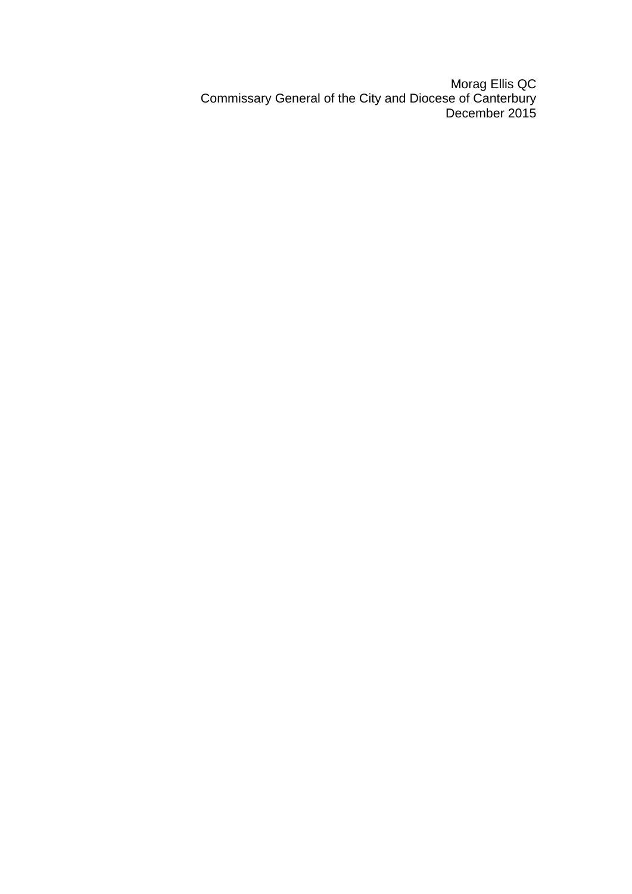Morag Ellis QC
Commissary General of the City and Diocese of Canterbury
December 2015